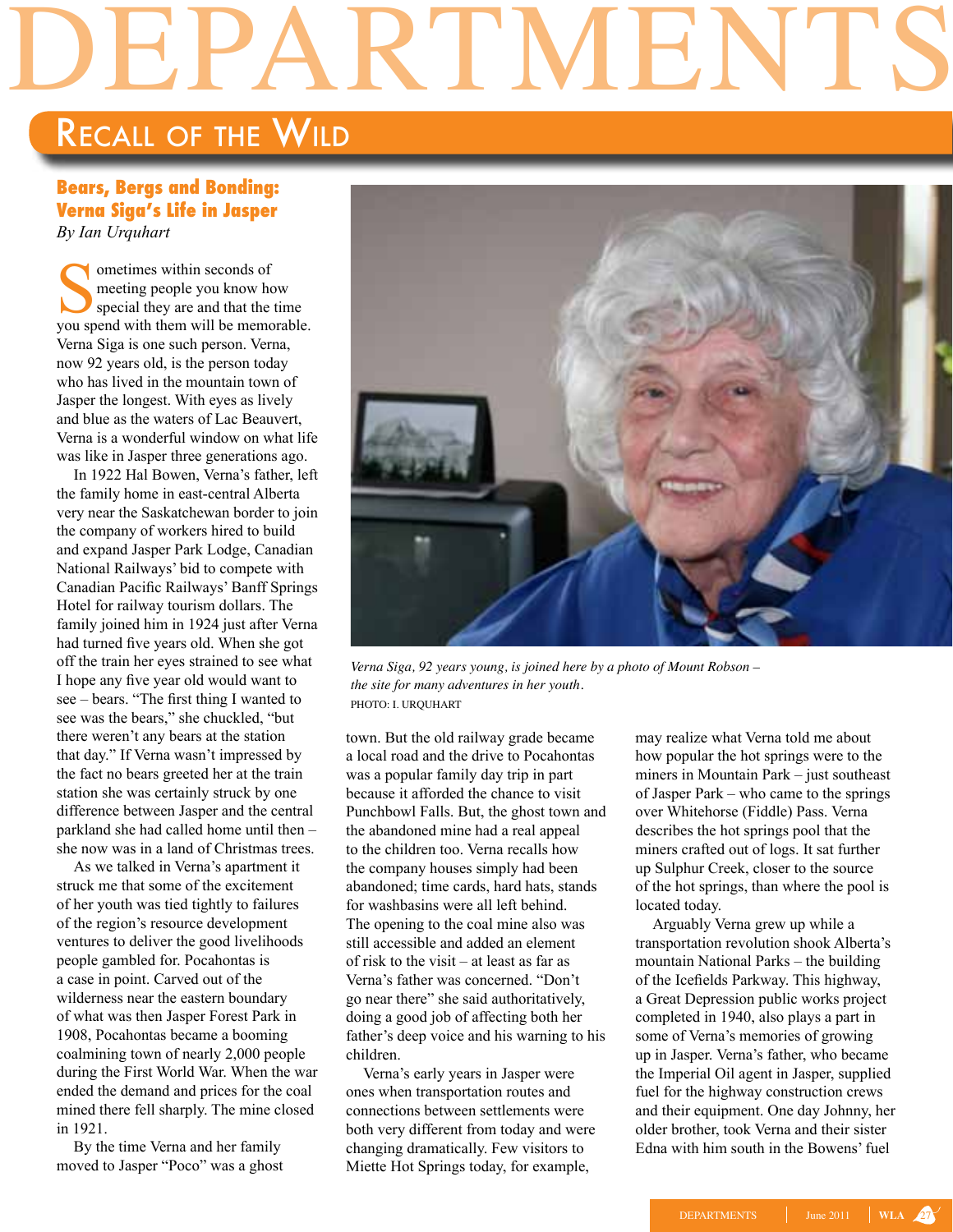# DEPARTMENTS

## Recall of the Wild

### Bears, Bergs and Bonding: Verna Siga's Life in Jasper

*By Ian Urquhart*

Sometimes within seconds of meeting people you know how special they are and that the time you spend with them will be memorable. Verna Siga is one such person. Verna, now 92 years old, is the person today who has lived in the mountain town of Jasper the longest. With eyes as lively and blue as the waters of Lac Beauvert, Verna is a wonderful window on what life was like in Jasper three generations ago.

In 1922 Hal Bowen, Verna's father, left the family home in east-central Alberta very near the Saskatchewan border to join the company of workers hired to build and expand Jasper Park Lodge, Canadian National Railways' bid to compete with Canadian Pacific Railways' Banff Springs Hotel for railway tourism dollars. The family joined him in 1924 just after Verna had turned five years old. When she got off the train her eyes strained to see what I hope any five year old would want to see – bears. "The first thing I wanted to see was the bears," she chuckled, "but there weren't any bears at the station that day." If Verna wasn't impressed by the fact no bears greeted her at the train station she was certainly struck by one difference between Jasper and the central parkland she had called home until then – she now was in a land of Christmas trees.

As we talked in Verna's apartment it struck me that some of the excitement of her youth was tied tightly to failures of the region's resource development ventures to deliver the good livelihoods people gambled for. Pocahontas is a case in point. Carved out of the wilderness near the eastern boundary of what was then Jasper Forest Park in 1908, Pocahontas became a booming coalmining town of nearly 2,000 people during the First World War. When the war ended the demand and prices for the coal mined there fell sharply. The mine closed in 1921.

By the time Verna and her family moved to Jasper "Poco" was a ghost town. But the old railway grade became a local road and the drive to Pocahontas was a popular family day trip in part because it afforded the chance to visit Punchbowl Falls. But, the ghost town and the abandoned mine had a real appeal to the children too. Verna recalls how the company houses simply had been abandoned; time cards, hard hats, stands for washbasins were all left behind. The opening to the coal mine also was still accessible and added an element of risk to the visit – at least as far as Verna's father was concerned. "Don't go near there" she said authoritatively, doing a good job of affecting both her father's deep voice and his warning to his children.

*Verna Siga, 92 years young, is joined here by a photo of Mount Robson – the site for many adventures in her youth.*
PHOTO: I. URQUHART

Verna's early years in Jasper were ones when transportation routes and connections between settlements were both very different from today and were changing dramatically. Few visitors to Miette Hot Springs today, for example, may realize what Verna told me about how popular the hot springs were to the miners in Mountain Park – just southeast of Jasper Park – who came to the springs over Whitehorse (Fiddle) Pass. Verna describes the hot springs pool that the miners crafted out of logs. It sat further up Sulphur Creek, closer to the source of the hot springs, than where the pool is located today.

Arguably Verna grew up while a transportation revolution shook Alberta's mountain National Parks – the building of the Icefields Parkway. This highway, a Great Depression public works project completed in 1940, also plays a part in some of Verna's memories of growing up in Jasper. Verna's father, who became the Imperial Oil agent in Jasper, supplied fuel for the highway construction crews and their equipment. One day Johnny, her older brother, took Verna and their sister Edna with him south in the Bowens' fuel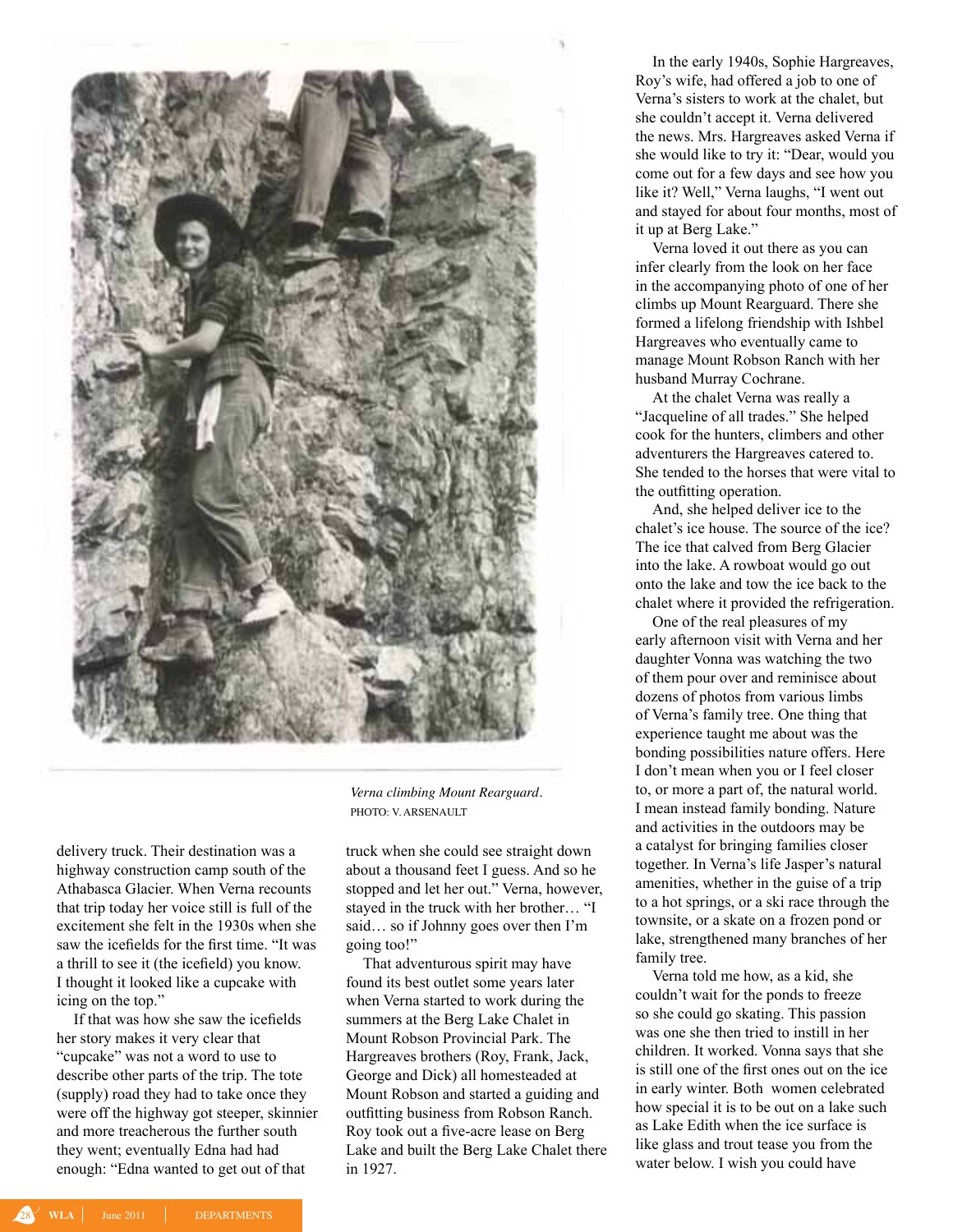*Verna climbing Mount Rearguard.*
PHOTO: V. ARSENAULT

delivery truck. Their destination was a highway construction camp south of the Athabasca Glacier. When Verna recounts that trip today her voice still is full of the excitement she felt in the 1930s when she saw the icefields for the first time. "It was a thrill to see it (the icefield) you know. I thought it looked like a cupcake with icing on the top."

If that was how she saw the icefields her story makes it very clear that "cupcake" was not a word to use to describe other parts of the trip. The tote (supply) road they had to take once they were off the highway got steeper, skinnier and more treacherous the further south they went; eventually Edna had had enough: "Edna wanted to get out of that truck when she could see straight down about a thousand feet I guess. And so he stopped and let her out." Verna, however, stayed in the truck with her brother… "I said… so if Johnny goes over then I'm going too!"

That adventurous spirit may have found its best outlet some years later when Verna started to work during the summers at the Berg Lake Chalet in Mount Robson Provincial Park. The Hargreaves brothers (Roy, Frank, Jack, George and Dick) all homesteaded at Mount Robson and started a guiding and outfitting business from Robson Ranch. Roy took out a five-acre lease on Berg Lake and built the Berg Lake Chalet there in 1927.

In the early 1940s, Sophie Hargreaves, Roy's wife, had offered a job to one of Verna's sisters to work at the chalet, but she couldn't accept it. Verna delivered the news. Mrs. Hargreaves asked Verna if she would like to try it: "Dear, would you come out for a few days and see how you like it? Well," Verna laughs, "I went out and stayed for about four months, most of it up at Berg Lake."

Verna loved it out there as you can infer clearly from the look on her face in the accompanying photo of one of her climbs up Mount Rearguard. There she formed a lifelong friendship with Ishbel Hargreaves who eventually came to manage Mount Robson Ranch with her husband Murray Cochrane.

At the chalet Verna was really a "Jacqueline of all trades." She helped cook for the hunters, climbers and other adventurers the Hargreaves catered to. She tended to the horses that were vital to the outfitting operation.

And, she helped deliver ice to the chalet's ice house. The source of the ice? The ice that calved from Berg Glacier into the lake. A rowboat would go out onto the lake and tow the ice back to the chalet where it provided the refrigeration.

One of the real pleasures of my early afternoon visit with Verna and her daughter Vonna was watching the two of them pour over and reminisce about dozens of photos from various limbs of Verna's family tree. One thing that experience taught me about was the bonding possibilities nature offers. Here I don't mean when you or I feel closer to, or more a part of, the natural world. I mean instead family bonding. Nature and activities in the outdoors may be a catalyst for bringing families closer together. In Verna's life Jasper's natural amenities, whether in the guise of a trip to a hot springs, or a ski race through the townsite, or a skate on a frozen pond or lake, strengthened many branches of her family tree.

Verna told me how, as a kid, she couldn't wait for the ponds to freeze so she could go skating. This passion was one she then tried to instill in her children. It worked. Vonna says that she is still one of the first ones out on the ice in early winter. Both women celebrated how special it is to be out on a lake such as Lake Edith when the ice surface is like glass and trout tease you from the water below. I wish you could have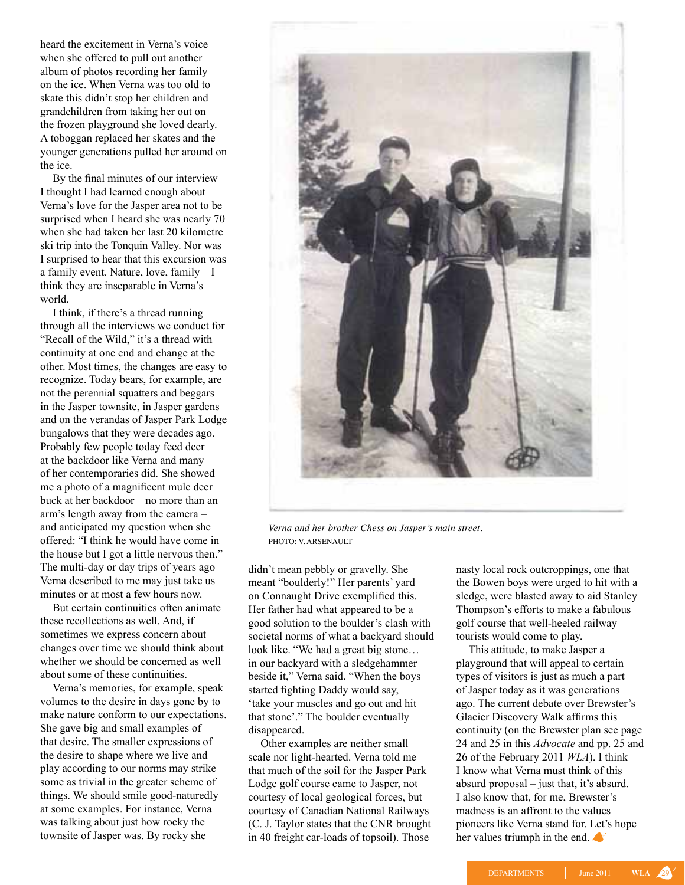heard the excitement in Verna's voice when she offered to pull out another album of photos recording her family on the ice. When Verna was too old to skate this didn't stop her children and grandchildren from taking her out on the frozen playground she loved dearly. A toboggan replaced her skates and the younger generations pulled her around on the ice.

By the final minutes of our interview I thought I had learned enough about Verna's love for the Jasper area not to be surprised when I heard she was nearly 70 when she had taken her last 20 kilometre ski trip into the Tonquin Valley. Nor was I surprised to hear that this excursion was a family event. Nature, love, family – I think they are inseparable in Verna's world.

I think, if there's a thread running through all the interviews we conduct for "Recall of the Wild," it's a thread with continuity at one end and change at the other. Most times, the changes are easy to recognize. Today bears, for example, are not the perennial squatters and beggars in the Jasper townsite, in Jasper gardens and on the verandas of Jasper Park Lodge bungalows that they were decades ago. Probably few people today feed deer at the backdoor like Verna and many of her contemporaries did. She showed me a photo of a magnificent mule deer buck at her backdoor – no more than an arm's length away from the camera – and anticipated my question when she offered: "I think he would have come in the house but I got a little nervous then." The multi-day or day trips of years ago Verna described to me may just take us minutes or at most a few hours now.

But certain continuities often animate these recollections as well. And, if sometimes we express concern about changes over time we should think about whether we should be concerned as well about some of these continuities.

Verna's memories, for example, speak volumes to the desire in days gone by to make nature conform to our expectations. She gave big and small examples of that desire. The smaller expressions of the desire to shape where we live and play according to our norms may strike some as trivial in the greater scheme of things. We should smile good-naturedly at some examples. For instance, Verna was talking about just how rocky the townsite of Jasper was. By rocky she didn't mean pebbly or gravelly. She meant "boulderly!" Her parents' yard on Connaught Drive exemplified this. Her father had what appeared to be a good solution to the boulder's clash with societal norms of what a backyard should look like. "We had a great big stone… in our backyard with a sledgehammer beside it," Verna said. "When the boys started fighting Daddy would say, 'take your muscles and go out and hit that stone'." The boulder eventually disappeared.

*Verna and her brother Chess on Jasper's main street.*
PHOTO: V. ARSENAULT

Other examples are neither small scale nor light-hearted. Verna told me that much of the soil for the Jasper Park Lodge golf course came to Jasper, not courtesy of local geological forces, but courtesy of Canadian National Railways (C. J. Taylor states that the CNR brought in 40 freight car-loads of topsoil). Those nasty local rock outcroppings, one that the Bowen boys were urged to hit with a sledge, were blasted away to aid Stanley Thompson's efforts to make a fabulous golf course that well-heeled railway tourists would come to play.

This attitude, to make Jasper a playground that will appeal to certain types of visitors is just as much a part of Jasper today as it was generations ago. The current debate over Brewster's Glacier Discovery Walk affirms this continuity (on the Brewster plan see page 24 and 25 in this *Advocate* and pp. 25 and 26 of the February 2011 *WLA*). I think I know what Verna must think of this absurd proposal – just that, it's absurd. I also know that, for me, Brewster's madness is an affront to the values pioneers like Verna stand for. Let's hope her values triumph in the end.